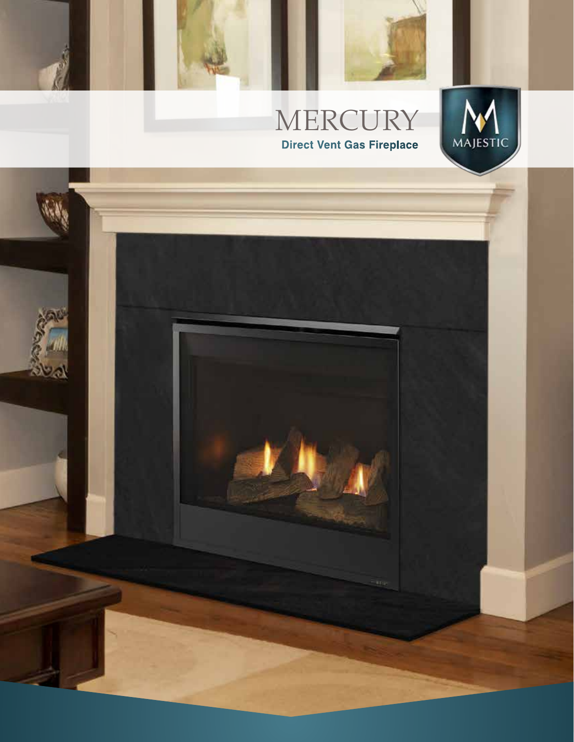# MERCURY

**Direct Vent Gas Fireplace**

MAJESTIC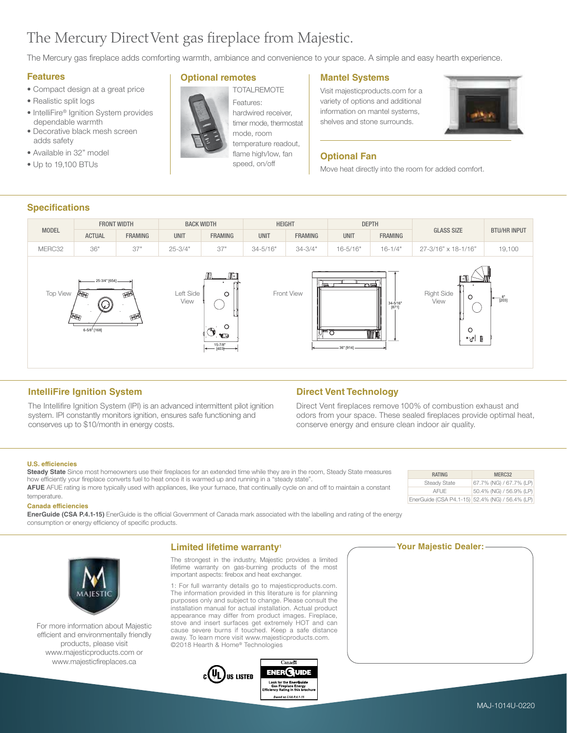# The Mercury Direct Vent gas fireplace from Majestic.

The Mercury gas fireplace adds comforting warmth, ambiance and convenience to your space. A simple and easy hearth experience.

## Features

- Compact design at a great price
- Realistic split logs
- IntelliFire® Ignition System provides dependable warmth
- Decorative black mesh screen adds safety
- Available in 32" model
- Up to 19,100 BTUs

## Optional remotes

TOTALREMOTE

Features: hardwired receiver, timer mode, thermostat mode, room temperature readout, flame high/low, fan speed, on/off

## Mantel Systems

Visit majesticproducts.com for a variety of options and additional information on mantel systems, shelves and stone surrounds.

## Optional Fan

Move heat directly into the room for added comfort.

## Specifications

| MODEL | FRONT WIDTH | | BACK WIDTH | | HEIGHT | | DEPTH | | GLASS SIZE | BTU/HR INPUT |
|---|---|---|---|---|---|---|---|---|---|---|
| | ACTUAL | FRAMING | UNIT | FRAMING | UNIT | FRAMING | UNIT | FRAMING | | |
| MERC32 | 36" | 37" | 25-3/4" | 37" | 34-5/16" | 34-3/4" | 16-5/16" | 16-1/4" | 27-3/16" x 18-1/16" | 19,100 |

Top View
25-3/4" [654]
6-5/8" [168]

Left Side View
15-7/8" [403]

Front View
34-5/16" [871]
36" [914]

Right Side View
8" [203]

## IntelliFire Ignition System

The Intellifire Ignition System (IPI) is an advanced intermittent pilot ignition system. IPI constantly monitors ignition, ensures safe functioning and conserves up to $10/month in energy costs.

## Direct Vent Technology

Direct Vent fireplaces remove 100% of combustion exhaust and odors from your space. These sealed fireplaces provide optimal heat, conserve energy and ensure clean indoor air quality.

### U.S. efficiencies

**Steady State** Since most homeowners use their fireplaces for an extended time while they are in the room, Steady State measures how efficiently your fireplace converts fuel to heat once it is warmed up and running in a "steady state".

**AFUE** AFUE rating is more typically used with appliances, like your furnace, that continually cycle on and off to maintain a constant temperature.

### Canada efficiencies

**EnerGuide (CSA P.4.1-15)** EnerGuide is the official Government of Canada mark associated with the labelling and rating of the energy consumption or energy efficiency of specific products.

| RATING | MERC32 |
|---|---|
| Steady State | 67.7% (NG) / 67.7% (LP) |
| AFUE | 50.4% (NG) / 56.9% (LP) |
| EnerGuide (CSA P4.1-15) | 52.4% (NG) / 56.4% (LP) |

For more information about Majestic efficient and environmentally friendly products, please visit www.majesticproducts.com or www.majesticfireplaces.ca

## Limited lifetime warranty[1]

The strongest in the industry, Majestic provides a limited lifetime warranty on gas-burning products of the most important aspects: firebox and heat exchanger.

1: For full warranty details go to majesticproducts.com. The information provided in this literature is for planning purposes only and subject to change. Please consult the installation manual for actual installation. Actual product appearance may differ from product images. Fireplace, stove and insert surfaces get extremely HOT and can cause severe burns if touched. Keep a safe distance away. To learn more visit www.majesticproducts.com. ©2018 Hearth & Home® Technologies

c UL US LISTED

Canada ENERGUIDE Look for the EnerGuide Gas Fireplace Energy Efficiency Rating in this brochure Based on CSA P.4.1-15

**Your Majestic Dealer:**

MAJ-1014U-0220